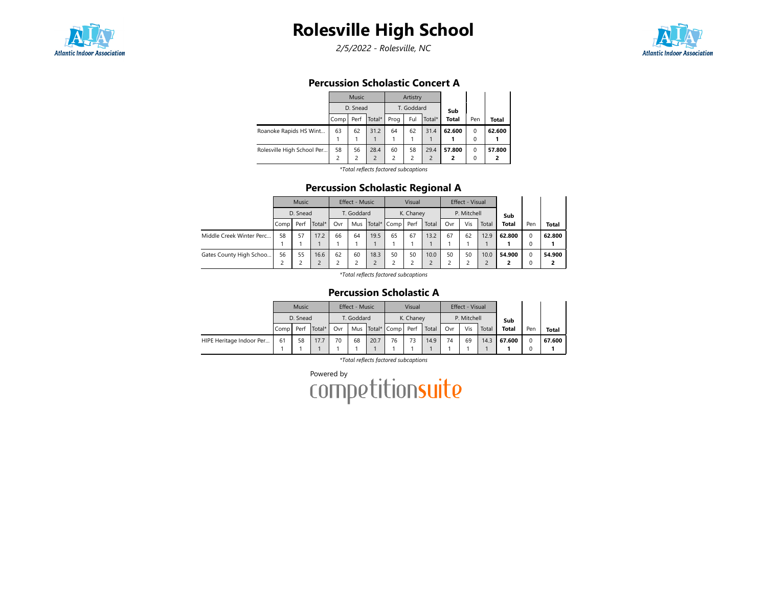# Rolesville High School

*2/5/2022 - Rolesville, NC*

## Percussion Scholastic Concert A

| | Music | | | Artistry | | | Sub Total | Pen | Total |
|---|---|---|---|---|---|---|---|---|---|
| | D. Snead | | | T. Goddard | | | | | |
| | Comp | Perf | Total* | Prog | Ful | Total* | | | |
| Roanoke Rapids HS Wint... | 63<br>1 | 62<br>1 | 31.2<br>1 | 64<br>1 | 62<br>1 | 31.4<br>1 | **62.600**<br>**1** | 0<br>0 | **62.600**<br>**1** |
| Rolesville High School Per... | 58<br>2 | 56<br>2 | 28.4<br>2 | 60<br>2 | 58<br>2 | 29.4<br>2 | **57.800**<br>**2** | 0<br>0 | **57.800**<br>**2** |

*\*Total reflects factored subcaptions*

## Percussion Scholastic Regional A

| | Music | | | Effect - Music | | | Visual | | | Effect - Visual | | | Sub Total | Pen | Total |
|---|---|---|---|---|---|---|---|---|---|---|---|---|---|---|---|
| | D. Snead | | | T. Goddard | | | K. Chaney | | | P. Mitchell | | | | | |
| | Comp | Perf | Total* | Ovr | Mus | Total* | Comp | Perf | Total | Ovr | Vis | Total | | | |
| Middle Creek Winter Perc... | 58<br>1 | 57<br>1 | 17.2<br>1 | 66<br>1 | 64<br>1 | 19.5<br>1 | 65<br>1 | 67<br>1 | 13.2<br>1 | 67<br>1 | 62<br>1 | 12.9<br>1 | **62.800**<br>**1** | 0<br>0 | **62.800**<br>**1** |
| Gates County High Schoo... | 56<br>2 | 55<br>2 | 16.6<br>2 | 62<br>2 | 60<br>2 | 18.3<br>2 | 50<br>2 | 50<br>2 | 10.0<br>2 | 50<br>2 | 50<br>2 | 10.0<br>2 | **54.900**<br>**2** | 0<br>0 | **54.900**<br>**2** |

*\*Total reflects factored subcaptions*

## Percussion Scholastic A

| | Music | | | Effect - Music | | | Visual | | | Effect - Visual | | | Sub Total | Pen | Total |
|---|---|---|---|---|---|---|---|---|---|---|---|---|---|---|---|
| | D. Snead | | | T. Goddard | | | K. Chaney | | | P. Mitchell | | | | | |
| | Comp | Perf | Total* | Ovr | Mus | Total* | Comp | Perf | Total | Ovr | Vis | Total | | | |
| HIPE Heritage Indoor Per... | 61<br>1 | 58<br>1 | 17.7<br>1 | 70<br>1 | 68<br>1 | 20.7<br>1 | 76<br>1 | 73<br>1 | 14.9<br>1 | 74<br>1 | 69<br>1 | 14.3<br>1 | **67.600**<br>**1** | 0<br>0 | **67.600**<br>**1** |

*\*Total reflects factored subcaptions*

Powered by competitionsuite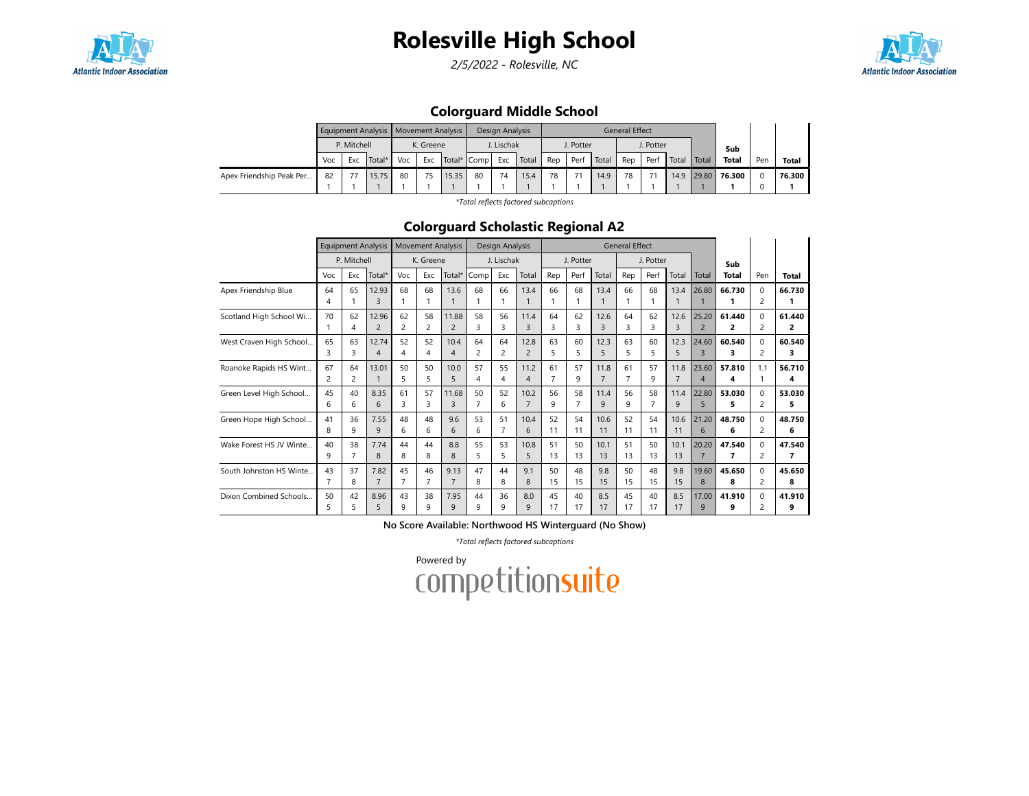# Rolesville High School

*2/5/2022 - Rolesville, NC*

## Colorguard Middle School

| | Equipment Analysis | | | Movement Analysis | | | Design Analysis | | | General Effect | | | | | | | Sub Total | Pen | Total |
|---|---|---|---|---|---|---|---|---|---|---|---|---|---|---|---|---|---|---|---|
| | P. Mitchell | | | K. Greene | | | J. Lischak | | | J. Potter | | | J. Potter | | | | | | |
| | Voc | Exc | Total* | Voc | Exc | Total* | Comp | Exc | Total | Rep | Perf | Total | Rep | Perf | Total | Total | | | |
| Apex Friendship Peak Per... | 82<br>1 | 77<br>1 | 15.75<br>1 | 80<br>1 | 75<br>1 | 15.35<br>1 | 80<br>1 | 74<br>1 | 15.4<br>1 | 78<br>1 | 71<br>1 | 14.9<br>1 | 78<br>1 | 71<br>1 | 14.9<br>1 | 29.80<br>1 | **76.300**<br>**1** | 0<br>0 | **76.300**<br>**1** |

*Total reflects factored subcaptions

## Colorguard Scholastic Regional A2

| | Equipment Analysis | | | Movement Analysis | | | Design Analysis | | | General Effect | | | | | | | Sub Total | Pen | Total |
|---|---|---|---|---|---|---|---|---|---|---|---|---|---|---|---|---|---|---|---|
| | P. Mitchell | | | K. Greene | | | J. Lischak | | | J. Potter | | | J. Potter | | | | | | |
| | Voc | Exc | Total* | Voc | Exc | Total* | Comp | Exc | Total | Rep | Perf | Total | Rep | Perf | Total | Total | | | |
| Apex Friendship Blue | 64<br>4 | 65<br>1 | 12.93<br>3 | 68<br>1 | 68<br>1 | 13.6<br>1 | 68<br>1 | 66<br>1 | 13.4<br>1 | 66<br>1 | 68<br>1 | 13.4<br>1 | 66<br>1 | 68<br>1 | 13.4<br>1 | 26.80<br>1 | **66.730**<br>**1** | 0<br>2 | **66.730**<br>**1** |
| Scotland High School Wi... | 70<br>1 | 62<br>4 | 12.96<br>2 | 62<br>2 | 58<br>2 | 11.88<br>2 | 58<br>3 | 56<br>3 | 11.4<br>3 | 64<br>3 | 62<br>3 | 12.6<br>3 | 64<br>3 | 62<br>3 | 12.6<br>3 | 25.20<br>2 | **61.440**<br>**2** | 0<br>2 | **61.440**<br>**2** |
| West Craven High School... | 65<br>3 | 63<br>3 | 12.74<br>4 | 52<br>4 | 52<br>4 | 10.4<br>4 | 64<br>2 | 64<br>2 | 12.8<br>2 | 63<br>5 | 60<br>5 | 12.3<br>5 | 63<br>5 | 60<br>5 | 12.3<br>5 | 24.60<br>3 | **60.540**<br>**3** | 0<br>2 | **60.540**<br>**3** |
| Roanoke Rapids HS Wint... | 67<br>2 | 64<br>2 | 13.01<br>1 | 50<br>5 | 50<br>5 | 10.0<br>5 | 57<br>4 | 55<br>4 | 11.2<br>4 | 61<br>7 | 57<br>9 | 11.8<br>7 | 61<br>7 | 57<br>9 | 11.8<br>7 | 23.60<br>4 | **57.810**<br>**4** | 1.1<br>1 | **56.710**<br>**4** |
| Green Level High School... | 45<br>6 | 40<br>6 | 8.35<br>6 | 61<br>3 | 57<br>3 | 11.68<br>3 | 50<br>7 | 52<br>6 | 10.2<br>7 | 56<br>9 | 58<br>7 | 11.4<br>9 | 56<br>9 | 58<br>7 | 11.4<br>9 | 22.80<br>5 | **53.030**<br>**5** | 0<br>2 | **53.030**<br>**5** |
| Green Hope High School... | 41<br>8 | 36<br>9 | 7.55<br>9 | 48<br>6 | 48<br>6 | 9.6<br>6 | 53<br>6 | 51<br>7 | 10.4<br>6 | 52<br>11 | 54<br>11 | 10.6<br>11 | 52<br>11 | 54<br>11 | 10.6<br>11 | 21.20<br>6 | **48.750**<br>**6** | 0<br>2 | **48.750**<br>**6** |
| Wake Forest HS JV Winte... | 40<br>9 | 38<br>7 | 7.74<br>8 | 44<br>8 | 44<br>8 | 8.8<br>8 | 55<br>5 | 53<br>5 | 10.8<br>5 | 51<br>13 | 50<br>13 | 10.1<br>13 | 51<br>13 | 50<br>13 | 10.1<br>13 | 20.20<br>7 | **47.540**<br>**7** | 0<br>2 | **47.540**<br>**7** |
| South Johnston HS Winte... | 43<br>7 | 37<br>8 | 7.82<br>7 | 45<br>7 | 46<br>7 | 9.13<br>7 | 47<br>8 | 44<br>8 | 9.1<br>8 | 50<br>15 | 48<br>15 | 9.8<br>15 | 50<br>15 | 48<br>15 | 9.8<br>15 | 19.60<br>8 | **45.650**<br>**8** | 0<br>2 | **45.650**<br>**8** |
| Dixon Combined Schools... | 50<br>5 | 42<br>5 | 8.96<br>5 | 43<br>9 | 38<br>9 | 7.95<br>9 | 44<br>9 | 36<br>9 | 8.0<br>9 | 45<br>17 | 40<br>17 | 8.5<br>17 | 45<br>17 | 40<br>17 | 8.5<br>17 | 17.00<br>9 | **41.910**<br>**9** | 0<br>2 | **41.910**<br>**9** |

**No Score Available: Northwood HS Winterguard (No Show)**

*Total reflects factored subcaptions

Powered by competitionsuite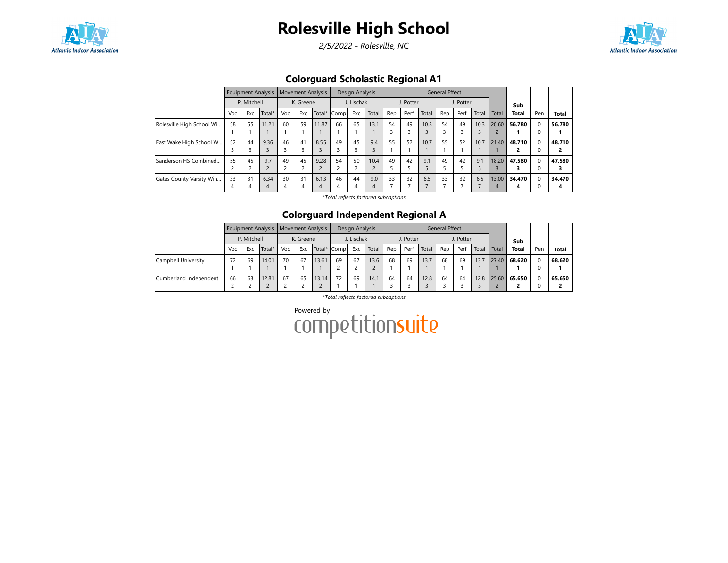# Rolesville High School

*2/5/2022 - Rolesville, NC*

## Colorguard Scholastic Regional A1

| | Equipment Analysis | | | Movement Analysis | | | Design Analysis | | | General Effect | | | | | | | Sub | | |
|---|---|---|---|---|---|---|---|---|---|---|---|---|---|---|---|---|---|---|---|
| | P. Mitchell | | | K. Greene | | | J. Lischak | | | J. Potter | | | J. Potter | | | | | | |
| | Voc | Exc | Total* | Voc | Exc | Total* | Comp | Exc | Total | Rep | Perf | Total | Rep | Perf | Total | Total | Total | Pen | **Total** |
| Rolesville High School Wi... | 58 1 | 55 1 | 11.21 1 | 60 1 | 59 1 | 11.87 1 | 66 1 | 65 1 | 13.1 1 | 54 3 | 49 3 | 10.3 3 | 54 3 | 49 3 | 10.3 3 | 20.60 2 | **56.780 1** | 0 0 | **56.780 1** |
| East Wake High School W... | 52 3 | 44 3 | 9.36 3 | 46 3 | 41 3 | 8.55 3 | 49 3 | 45 3 | 9.4 3 | 55 1 | 52 1 | 10.7 1 | 55 1 | 52 1 | 10.7 1 | 21.40 1 | **48.710 2** | 0 0 | **48.710 2** |
| Sanderson HS Combined... | 55 2 | 45 2 | 9.7 2 | 49 2 | 45 2 | 9.28 2 | 54 2 | 50 2 | 10.4 2 | 49 5 | 42 5 | 9.1 5 | 49 5 | 42 5 | 9.1 5 | 18.20 3 | **47.580 3** | 0 0 | **47.580 3** |
| Gates County Varsity Win... | 33 4 | 31 4 | 6.34 4 | 30 4 | 31 4 | 6.13 4 | 46 4 | 44 4 | 9.0 4 | 33 7 | 32 7 | 6.5 7 | 33 7 | 32 7 | 6.5 7 | 13.00 4 | **34.470 4** | 0 0 | **34.470 4** |

*\*Total reflects factored subcaptions*

## Colorguard Independent Regional A

| | Equipment Analysis | | | Movement Analysis | | | Design Analysis | | | General Effect | | | | | | | Sub | | |
|---|---|---|---|---|---|---|---|---|---|---|---|---|---|---|---|---|---|---|---|
| | P. Mitchell | | | K. Greene | | | J. Lischak | | | J. Potter | | | J. Potter | | | | | | |
| | Voc | Exc | Total* | Voc | Exc | Total* | Comp | Exc | Total | Rep | Perf | Total | Rep | Perf | Total | Total | Total | Pen | **Total** |
| Campbell University | 72 1 | 69 1 | 14.01 1 | 70 1 | 67 1 | 13.61 1 | 69 2 | 67 2 | 13.6 2 | 68 1 | 69 1 | 13.7 1 | 68 1 | 69 1 | 13.7 1 | 27.40 1 | **68.620 1** | 0 0 | **68.620 1** |
| Cumberland Independent | 66 2 | 63 2 | 12.81 2 | 67 2 | 65 2 | 13.14 2 | 72 1 | 69 1 | 14.1 1 | 64 3 | 64 3 | 12.8 3 | 64 3 | 64 3 | 12.8 3 | 25.60 2 | **65.650 2** | 0 0 | **65.650 2** |

*\*Total reflects factored subcaptions*

Powered by competitionsuite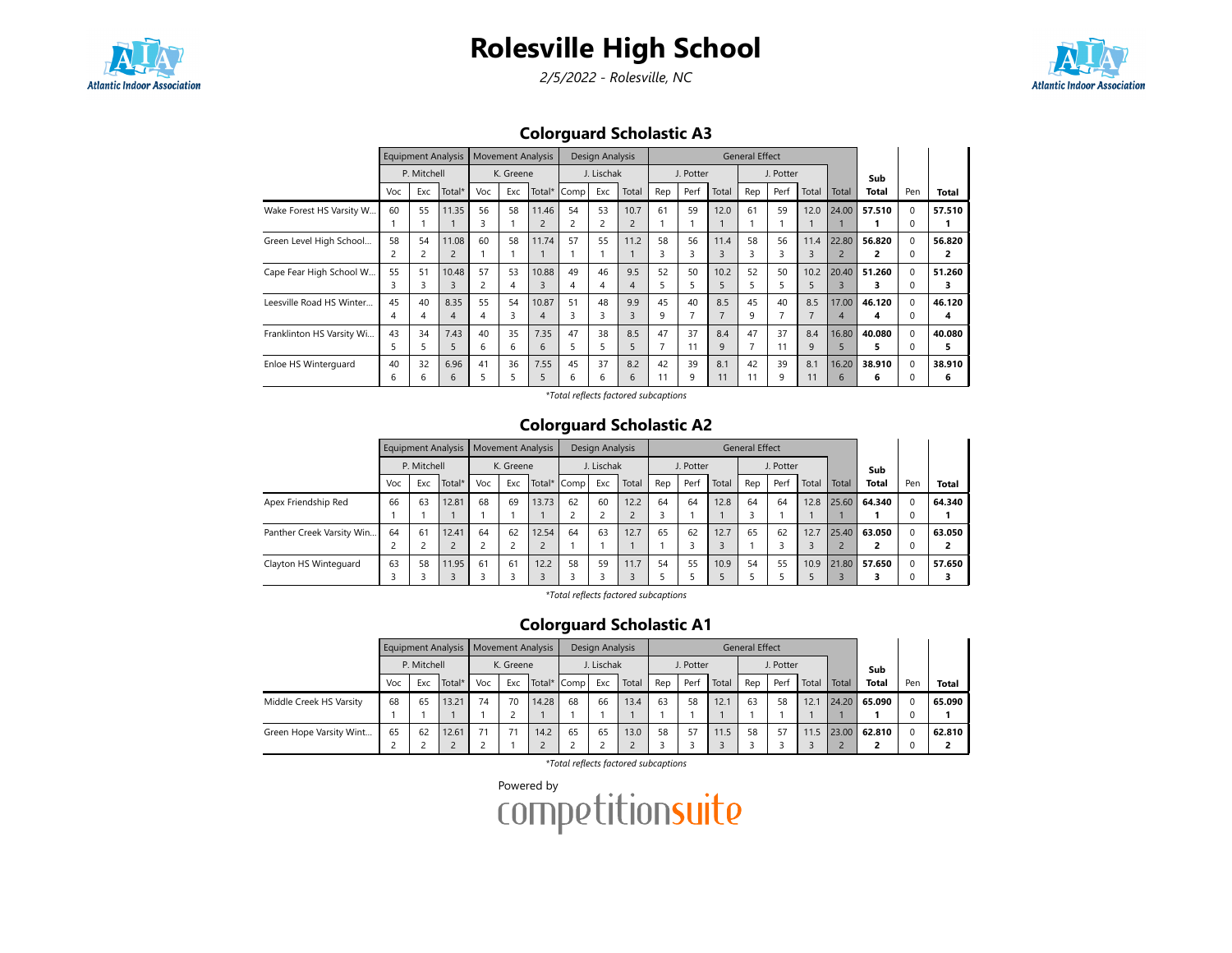# Rolesville High School

*2/5/2022 - Rolesville, NC*

## Colorguard Scholastic A3

| | Equipment Analysis | | | Movement Analysis | | | Design Analysis | | | General Effect | | | | | | | | | |
|---|---|---|---|---|---|---|---|---|---|---|---|---|---|---|---|---|---|---|---|
| | P. Mitchell | | | K. Greene | | | J. Lischak | | | J. Potter | | | J. Potter | | | | Sub | | |
| | Voc | Exc | Total* | Voc | Exc | Total* | Comp | Exc | Total | Rep | Perf | Total | Rep | Perf | Total | Total | Total | Pen | Total |
| Wake Forest HS Varsity W... | 60<br>1 | 55<br>1 | 11.35<br>1 | 56<br>3 | 58<br>1 | 11.46<br>2 | 54<br>2 | 53<br>2 | 10.7<br>2 | 61<br>1 | 59<br>1 | 12.0<br>1 | 61<br>1 | 59<br>1 | 12.0<br>1 | 24.00<br>1 | **57.510**<br>**1** | 0<br>0 | **57.510**<br>**1** |
| Green Level High School... | 58<br>2 | 54<br>2 | 11.08<br>2 | 60<br>1 | 58<br>1 | 11.74<br>1 | 57<br>1 | 55<br>1 | 11.2<br>1 | 58<br>3 | 56<br>3 | 11.4<br>3 | 58<br>3 | 56<br>3 | 11.4<br>3 | 22.80<br>2 | **56.820**<br>**2** | 0<br>0 | **56.820**<br>**2** |
| Cape Fear High School W... | 55<br>3 | 51<br>3 | 10.48<br>3 | 57<br>2 | 53<br>4 | 10.88<br>3 | 49<br>4 | 46<br>4 | 9.5<br>4 | 52<br>5 | 50<br>5 | 10.2<br>5 | 52<br>5 | 50<br>5 | 10.2<br>5 | 20.40<br>3 | **51.260**<br>**3** | 0<br>0 | **51.260**<br>**3** |
| Leesville Road HS Winter... | 45<br>4 | 40<br>4 | 8.35<br>4 | 55<br>4 | 54<br>3 | 10.87<br>4 | 51<br>3 | 48<br>3 | 9.9<br>3 | 45<br>9 | 40<br>7 | 8.5<br>7 | 45<br>9 | 40<br>7 | 8.5<br>7 | 17.00<br>4 | **46.120**<br>**4** | 0<br>0 | **46.120**<br>**4** |
| Franklinton HS Varsity Wi... | 43<br>5 | 34<br>5 | 7.43<br>5 | 40<br>6 | 35<br>6 | 7.35<br>6 | 47<br>5 | 38<br>5 | 8.5<br>5 | 47<br>7 | 37<br>11 | 8.4<br>9 | 47<br>7 | 37<br>11 | 8.4<br>9 | 16.80<br>5 | **40.080**<br>**5** | 0<br>0 | **40.080**<br>**5** |
| Enloe HS Winterguard | 40<br>6 | 32<br>6 | 6.96<br>6 | 41<br>5 | 36<br>5 | 7.55<br>5 | 45<br>6 | 37<br>6 | 8.2<br>6 | 42<br>11 | 39<br>9 | 8.1<br>11 | 42<br>11 | 39<br>9 | 8.1<br>11 | 16.20<br>6 | **38.910**<br>**6** | 0<br>0 | **38.910**<br>**6** |

*Total reflects factored subcaptions

## Colorguard Scholastic A2

| | Equipment Analysis | | | Movement Analysis | | | Design Analysis | | | General Effect | | | | | | | | | |
|---|---|---|---|---|---|---|---|---|---|---|---|---|---|---|---|---|---|---|---|
| | P. Mitchell | | | K. Greene | | | J. Lischak | | | J. Potter | | | J. Potter | | | | Sub | | |
| | Voc | Exc | Total* | Voc | Exc | Total* | Comp | Exc | Total | Rep | Perf | Total | Rep | Perf | Total | Total | Total | Pen | Total |
| Apex Friendship Red | 66<br>1 | 63<br>1 | 12.81<br>1 | 68<br>1 | 69<br>1 | 13.73<br>1 | 62<br>2 | 60<br>2 | 12.2<br>2 | 64<br>3 | 64<br>1 | 12.8<br>1 | 64<br>3 | 64<br>1 | 12.8<br>1 | 25.60<br>1 | **64.340**<br>**1** | 0<br>0 | **64.340**<br>**1** |
| Panther Creek Varsity Win... | 64<br>2 | 61<br>2 | 12.41<br>2 | 64<br>2 | 62<br>2 | 12.54<br>2 | 64<br>1 | 63<br>1 | 12.7<br>1 | 65<br>1 | 62<br>3 | 12.7<br>3 | 65<br>1 | 62<br>3 | 12.7<br>3 | 25.40<br>2 | **63.050**<br>**2** | 0<br>0 | **63.050**<br>**2** |
| Clayton HS Winteguard | 63<br>3 | 58<br>3 | 11.95<br>3 | 61<br>3 | 61<br>3 | 12.2<br>3 | 58<br>3 | 59<br>3 | 11.7<br>3 | 54<br>5 | 55<br>5 | 10.9<br>5 | 54<br>5 | 55<br>5 | 10.9<br>5 | 21.80<br>3 | **57.650**<br>**3** | 0<br>0 | **57.650**<br>**3** |

*Total reflects factored subcaptions

## Colorguard Scholastic A1

| | Equipment Analysis | | | Movement Analysis | | | Design Analysis | | | General Effect | | | | | | | | | |
|---|---|---|---|---|---|---|---|---|---|---|---|---|---|---|---|---|---|---|---|
| | P. Mitchell | | | K. Greene | | | J. Lischak | | | J. Potter | | | J. Potter | | | | Sub | | |
| | Voc | Exc | Total* | Voc | Exc | Total* | Comp | Exc | Total | Rep | Perf | Total | Rep | Perf | Total | Total | Total | Pen | Total |
| Middle Creek HS Varsity | 68<br>1 | 65<br>1 | 13.21<br>1 | 74<br>1 | 70<br>2 | 14.28<br>1 | 68<br>1 | 66<br>1 | 13.4<br>1 | 63<br>1 | 58<br>1 | 12.1<br>1 | 63<br>1 | 58<br>1 | 12.1<br>1 | 24.20<br>1 | **65.090**<br>**1** | 0<br>0 | **65.090**<br>**1** |
| Green Hope Varsity Wint... | 65<br>2 | 62<br>2 | 12.61<br>2 | 71<br>2 | 71<br>1 | 14.2<br>2 | 65<br>2 | 65<br>2 | 13.0<br>2 | 58<br>3 | 57<br>3 | 11.5<br>3 | 58<br>3 | 57<br>3 | 11.5<br>3 | 23.00<br>2 | **62.810**<br>**2** | 0<br>0 | **62.810**<br>**2** |

*Total reflects factored subcaptions

Powered by competitionsuite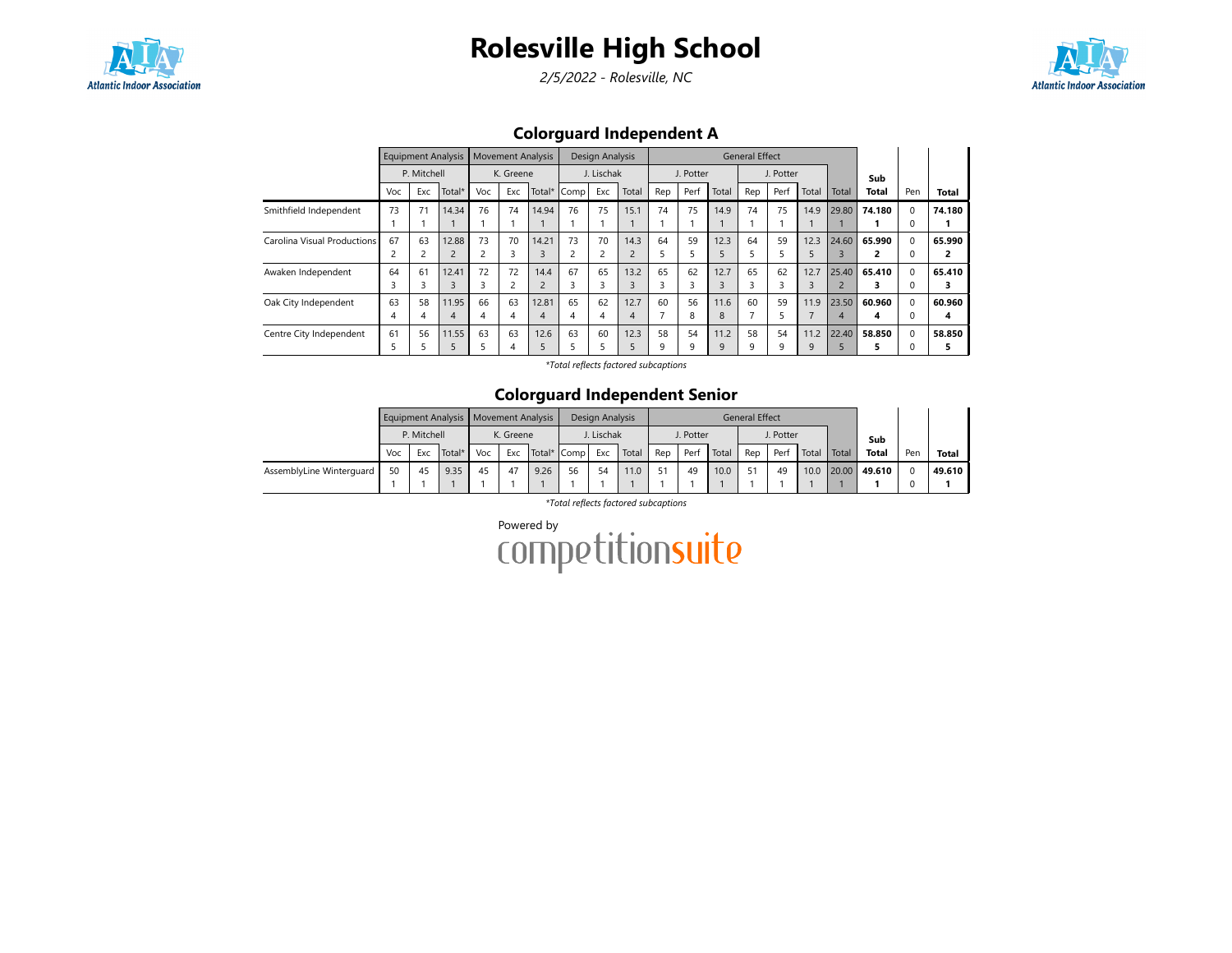# Rolesville High School

*2/5/2022 - Rolesville, NC*

## Colorguard Independent A

| | Equipment Analysis | | | Movement Analysis | | | Design Analysis | | | General Effect | | | | | | | | Sub | | |
|---|---|---|---|---|---|---|---|---|---|---|---|---|---|---|---|---|---|---|---|
| | P. Mitchell | | | K. Greene | | | J. Lischak | | | J. Potter | | | J. Potter | | | | | | |
| | Voc | Exc | Total* | Voc | Exc | Total* | Comp | Exc | Total | Rep | Perf | Total | Rep | Perf | Total | Total | Total | Pen | Total |
| Smithfield Independent | 73<br>1 | 71<br>1 | 14.34<br>1 | 76<br>1 | 74<br>1 | 14.94<br>1 | 76<br>1 | 75<br>1 | 15.1<br>1 | 74<br>1 | 75<br>1 | 14.9<br>1 | 74<br>1 | 75<br>1 | 14.9<br>1 | 29.80<br>1 | **74.180**<br>**1** | 0<br>0 | **74.180**<br>**1** |
| Carolina Visual Productions | 67<br>2 | 63<br>2 | 12.88<br>2 | 73<br>2 | 70<br>3 | 14.21<br>3 | 73<br>2 | 70<br>2 | 14.3<br>2 | 64<br>5 | 59<br>5 | 12.3<br>5 | 64<br>5 | 59<br>5 | 12.3<br>5 | 24.60<br>3 | **65.990**<br>**2** | 0<br>0 | **65.990**<br>**2** |
| Awaken Independent | 64<br>3 | 61<br>3 | 12.41<br>3 | 72<br>3 | 72<br>2 | 14.4<br>2 | 67<br>3 | 65<br>3 | 13.2<br>3 | 65<br>3 | 62<br>3 | 12.7<br>3 | 65<br>3 | 62<br>3 | 12.7<br>3 | 25.40<br>2 | **65.410**<br>**3** | 0<br>0 | **65.410**<br>**3** |
| Oak City Independent | 63<br>4 | 58<br>4 | 11.95<br>4 | 66<br>4 | 63<br>4 | 12.81<br>4 | 65<br>4 | 62<br>4 | 12.7<br>4 | 60<br>7 | 56<br>8 | 11.6<br>8 | 60<br>7 | 59<br>5 | 11.9<br>7 | 23.50<br>4 | **60.960**<br>**4** | 0<br>0 | **60.960**<br>**4** |
| Centre City Independent | 61<br>5 | 56<br>5 | 11.55<br>5 | 63<br>5 | 63<br>4 | 12.6<br>5 | 63<br>5 | 60<br>5 | 12.3<br>5 | 58<br>9 | 54<br>9 | 11.2<br>9 | 58<br>9 | 54<br>9 | 11.2<br>9 | 22.40<br>5 | **58.850**<br>**5** | 0<br>0 | **58.850**<br>**5** |

*\*Total reflects factored subcaptions*

## Colorguard Independent Senior

| | Equipment Analysis | | | Movement Analysis | | | Design Analysis | | | General Effect | | | | | | | | Sub | | |
|---|---|---|---|---|---|---|---|---|---|---|---|---|---|---|---|---|---|---|---|
| | P. Mitchell | | | K. Greene | | | J. Lischak | | | J. Potter | | | J. Potter | | | | | | |
| | Voc | Exc | Total* | Voc | Exc | Total* | Comp | Exc | Total | Rep | Perf | Total | Rep | Perf | Total | Total | Total | Pen | Total |
| AssemblyLine Winterguard | 50<br>1 | 45<br>1 | 9.35<br>1 | 45<br>1 | 47<br>1 | 9.26<br>1 | 56<br>1 | 54<br>1 | 11.0<br>1 | 51<br>1 | 49<br>1 | 10.0<br>1 | 51<br>1 | 49<br>1 | 10.0<br>1 | 20.00<br>1 | **49.610**<br>**1** | 0<br>0 | **49.610**<br>**1** |

*\*Total reflects factored subcaptions*

Powered by competitionsuite